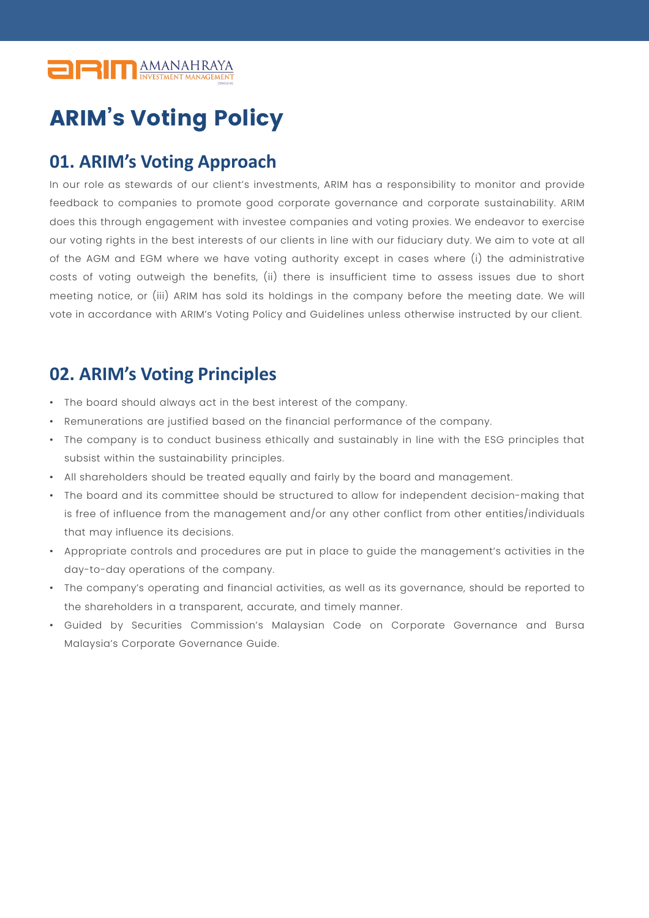# ARIM's Voting Policy

## 01. ARIM's Voting Approach

In our role as stewards of our client's investments, ARIM has a responsibility to monitor and provide feedback to companies to promote good corporate governance and corporate sustainability. ARIM does this through engagement with investee companies and voting proxies. We endeavor to exercise our voting rights in the best interests of our clients in line with our fiduciary duty. We aim to vote at all of the AGM and EGM where we have voting authority except in cases where (i) the administrative costs of voting outweigh the benefits, (ii) there is insufficient time to assess issues due to short meeting notice, or (iii) ARIM has sold its holdings in the company before the meeting date. We will vote in accordance with ARIM's Voting Policy and Guidelines unless otherwise instructed by our client.

## 02. ARIM's Voting Principles

- The board should always act in the best interest of the company.
- Remunerations are justified based on the financial performance of the company.
- The company is to conduct business ethically and sustainably in line with the ESG principles that subsist within the sustainability principles.
- All shareholders should be treated equally and fairly by the board and management.
- The board and its committee should be structured to allow for independent decision-making that is free of influence from the management and/or any other conflict from other entities/individuals that may influence its decisions.
- Appropriate controls and procedures are put in place to guide the management's activities in the day-to-day operations of the company.
- The company's operating and financial activities, as well as its governance, should be reported to the shareholders in a transparent, accurate, and timely manner.
- Guided by Securities Commission's Malaysian Code on Corporate Governance and Bursa Malaysia's Corporate Governance Guide.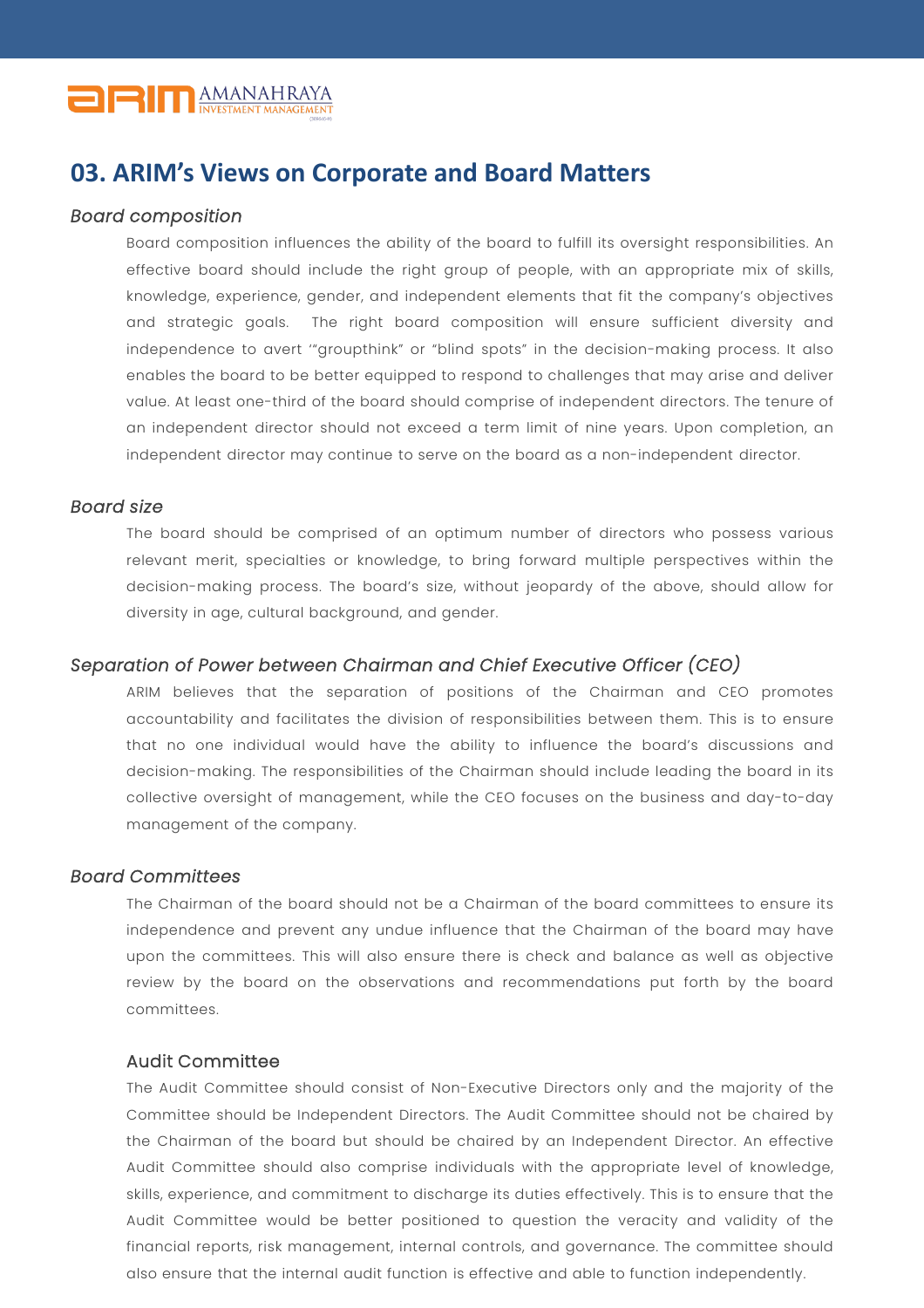## 03. ARIM's Views on Corporate and Board Matters

### *Board composition*

Board composition influences the ability of the board to fulfill its oversight responsibilities. An effective board should include the right group of people, with an appropriate mix of skills, knowledge, experience, gender, and independent elements that fit the company's objectives and strategic goals. The right board composition will ensure sufficient diversity and independence to avert '"groupthink" or "blind spots" in the decision-making process. It also enables the board to be better equipped to respond to challenges that may arise and deliver value. At least one-third of the board should comprise of independent directors. The tenure of an independent director should not exceed a term limit of nine years. Upon completion, an independent director may continue to serve on the board as a non-independent director.

### *Board size*

The board should be comprised of an optimum number of directors who possess various relevant merit, specialties or knowledge, to bring forward multiple perspectives within the decision-making process. The board's size, without jeopardy of the above, should allow for diversity in age, cultural background, and gender.

### *Separation of Power between Chairman and Chief Executive Officer (CEO)*

ARIM believes that the separation of positions of the Chairman and CEO promotes accountability and facilitates the division of responsibilities between them. This is to ensure that no one individual would have the ability to influence the board's discussions and decision-making. The responsibilities of the Chairman should include leading the board in its collective oversight of management, while the CEO focuses on the business and day-to-day management of the company.

### *Board Committees*

The Chairman of the board should not be a Chairman of the board committees to ensure its independence and prevent any undue influence that the Chairman of the board may have upon the committees. This will also ensure there is check and balance as well as objective review by the board on the observations and recommendations put forth by the board committees.

#### Audit Committee

The Audit Committee should consist of Non-Executive Directors only and the majority of the Committee should be Independent Directors. The Audit Committee should not be chaired by the Chairman of the board but should be chaired by an Independent Director. An effective Audit Committee should also comprise individuals with the appropriate level of knowledge, skills, experience, and commitment to discharge its duties effectively. This is to ensure that the Audit Committee would be better positioned to question the veracity and validity of the financial reports, risk management, internal controls, and governance. The committee should also ensure that the internal audit function is effective and able to function independently.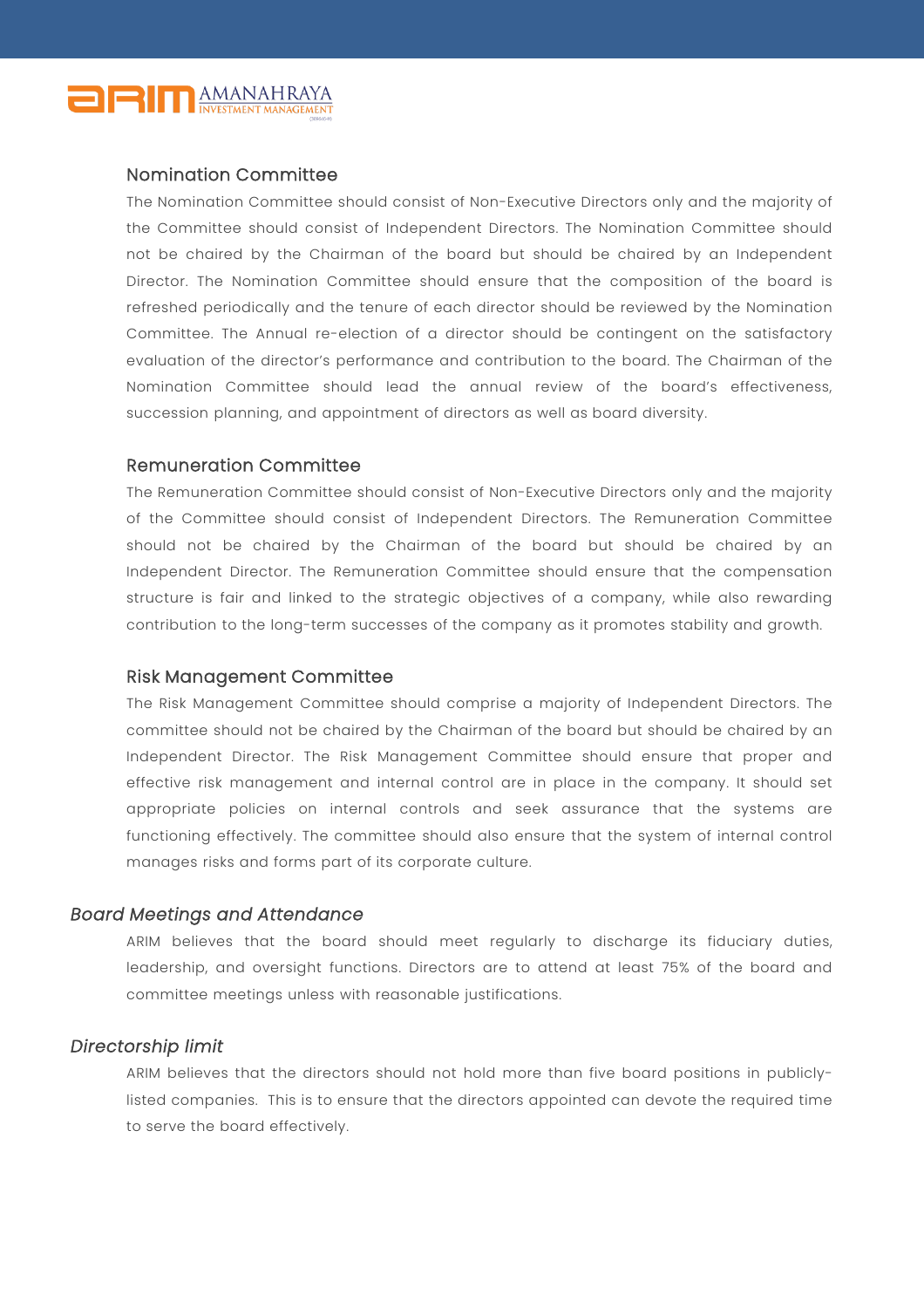### Nomination Committee

The Nomination Committee should consist of Non-Executive Directors only and the majority of the Committee should consist of Independent Directors. The Nomination Committee should not be chaired by the Chairman of the board but should be chaired by an Independent Director. The Nomination Committee should ensure that the composition of the board is refreshed periodically and the tenure of each director should be reviewed by the Nomination Committee. The Annual re-election of a director should be contingent on the satisfactory evaluation of the director's performance and contribution to the board. The Chairman of the Nomination Committee should lead the annual review of the board's effectiveness, succession planning, and appointment of directors as well as board diversity.

### Remuneration Committee

The Remuneration Committee should consist of Non-Executive Directors only and the majority of the Committee should consist of Independent Directors. The Remuneration Committee should not be chaired by the Chairman of the board but should be chaired by an Independent Director. The Remuneration Committee should ensure that the compensation structure is fair and linked to the strategic objectives of a company, while also rewarding contribution to the long-term successes of the company as it promotes stability and growth.

### Risk Management Committee

The Risk Management Committee should comprise a majority of Independent Directors. The committee should not be chaired by the Chairman of the board but should be chaired by an Independent Director. The Risk Management Committee should ensure that proper and effective risk management and internal control are in place in the company. It should set appropriate policies on internal controls and seek assurance that the systems are functioning effectively. The committee should also ensure that the system of internal control manages risks and forms part of its corporate culture.

## *Board Meetings and Attendance*

ARIM believes that the board should meet regularly to discharge its fiduciary duties, leadership, and oversight functions. Directors are to attend at least 75% of the board and committee meetings unless with reasonable justifications.

## *Directorship limit*

ARIM believes that the directors should not hold more than five board positions in publicly-listed companies. This is to ensure that the directors appointed can devote the required time to serve the board effectively.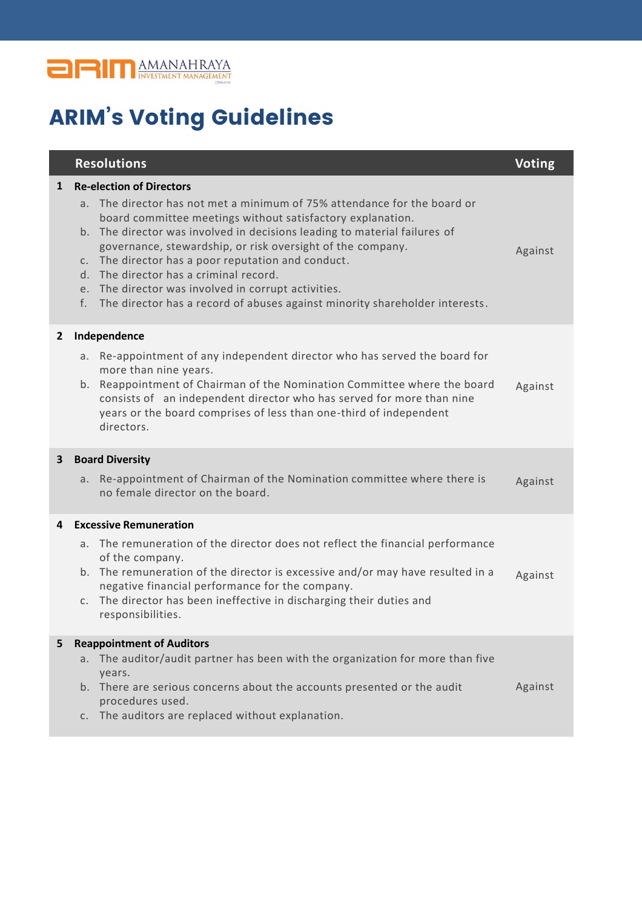# ARIM's Voting Guidelines

| | Resolutions | Voting |
|---|---|---|
| 1 | **Re-election of Directors**<br>a. The director has not met a minimum of 75% attendance for the board or board committee meetings without satisfactory explanation.<br>b. The director was involved in decisions leading to material failures of governance, stewardship, or risk oversight of the company.<br>c. The director has a poor reputation and conduct.<br>d. The director has a criminal record.<br>e. The director was involved in corrupt activities.<br>f. The director has a record of abuses against minority shareholder interests. | Against |
| 2 | **Independence**<br>a. Re-appointment of any independent director who has served the board for more than nine years.<br>b. Reappointment of Chairman of the Nomination Committee where the board consists of an independent director who has served for more than nine years or the board comprises of less than one-third of independent directors. | Against |
| 3 | **Board Diversity**<br>a. Re-appointment of Chairman of the Nomination committee where there is no female director on the board. | Against |
| 4 | **Excessive Remuneration**<br>a. The remuneration of the director does not reflect the financial performance of the company.<br>b. The remuneration of the director is excessive and/or may have resulted in a negative financial performance for the company.<br>c. The director has been ineffective in discharging their duties and responsibilities. | Against |
| 5 | **Reappointment of Auditors**<br>a. The auditor/audit partner has been with the organization for more than five years.<br>b. There are serious concerns about the accounts presented or the audit procedures used.<br>c. The auditors are replaced without explanation. | Against |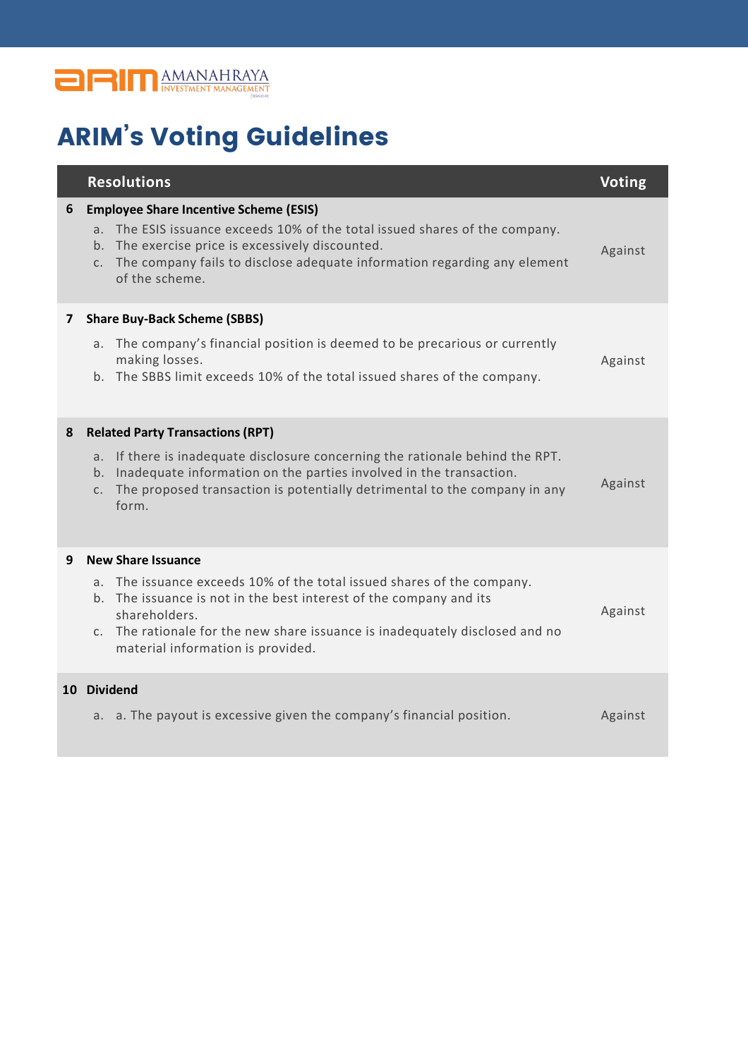# ARIM's Voting Guidelines

| | Resolutions | Voting |
|---|---|---|
| 6 | **Employee Share Incentive Scheme (ESIS)**<br>a. The ESIS issuance exceeds 10% of the total issued shares of the company.<br>b. The exercise price is excessively discounted.<br>c. The company fails to disclose adequate information regarding any element of the scheme. | Against |
| 7 | **Share Buy-Back Scheme (SBBS)**<br>a. The company's financial position is deemed to be precarious or currently making losses.<br>b. The SBBS limit exceeds 10% of the total issued shares of the company. | Against |
| 8 | **Related Party Transactions (RPT)**<br>a. If there is inadequate disclosure concerning the rationale behind the RPT.<br>b. Inadequate information on the parties involved in the transaction.<br>c. The proposed transaction is potentially detrimental to the company in any form. | Against |
| 9 | **New Share Issuance**<br>a. The issuance exceeds 10% of the total issued shares of the company.<br>b. The issuance is not in the best interest of the company and its shareholders.<br>c. The rationale for the new share issuance is inadequately disclosed and no material information is provided. | Against |
| 10 | **Dividend**<br>a. a. The payout is excessive given the company's financial position. | Against |